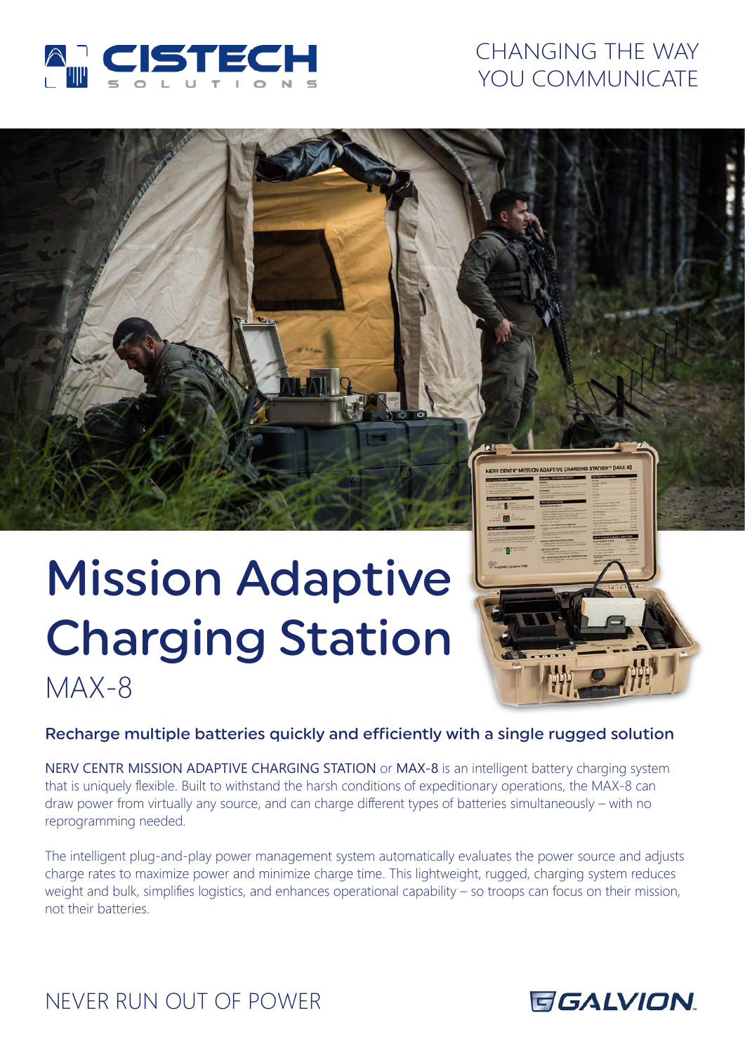CISTECH SOLUTIONS

CHANGING THE WAY YOU COMMUNICATE

# Mission Adaptive Charging Station

MAX-8

## Recharge multiple batteries quickly and efficiently with a single rugged solution

NERV CENTR MISSION ADAPTIVE CHARGING STATION or MAX-8 is an intelligent battery charging system that is uniquely flexible. Built to withstand the harsh conditions of expeditionary operations, the MAX-8 can draw power from virtually any source, and can charge different types of batteries simultaneously – with no reprogramming needed.

The intelligent plug-and-play power management system automatically evaluates the power source and adjusts charge rates to maximize power and minimize charge time. This lightweight, rugged, charging system reduces weight and bulk, simplifies logistics, and enhances operational capability – so troops can focus on their mission, not their batteries.

NEVER RUN OUT OF POWER

GALVION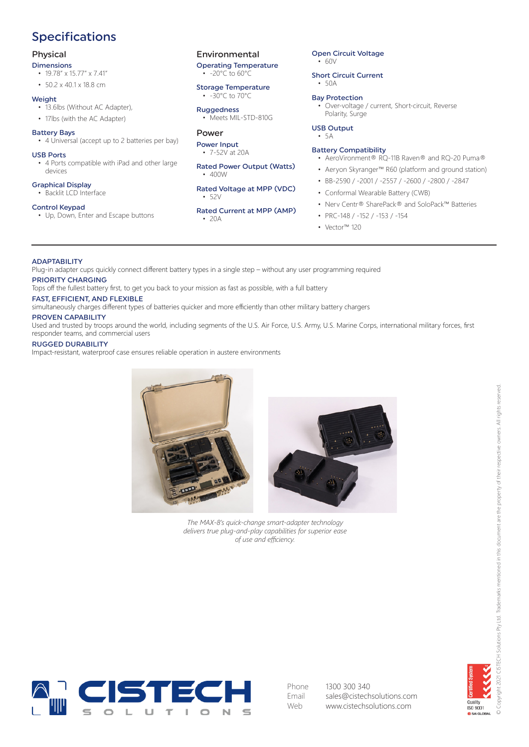# Specifications

## Physical

### Dimensions
- 19.78" x 15.77" x 7.41"
- 50.2 x 40.1 x 18.8 cm

### Weight
- 13.6lbs (Without AC Adapter),
- 17lbs (with the AC Adapter)

### Battery Bays
- 4 Universal (accept up to 2 batteries per bay)

### USB Ports
- 4 Ports compatible with iPad and other large devices

### Graphical Display
- Backlit LCD Interface

### Control Keypad
- Up, Down, Enter and Escape buttons

## Environmental

### Operating Temperature
- -20°C to 60°C

### Storage Temperature
- -30°C to 70°C

### Ruggedness
- Meets MIL-STD-810G

## Power

### Power Input
- 7-52V at 20A

### Rated Power Output (Watts)
- 400W

### Rated Voltage at MPP (VDC)
- 52V

### Rated Current at MPP (AMP)
- 20A

### Open Circuit Voltage
- 60V

### Short Circuit Current
- 50A

### Bay Protection
- Over-voltage / current, Short-circuit, Reverse Polarity, Surge

### USB Output
- 5A

### Battery Compatibility
- AeroVironment® RQ-11B Raven® and RQ-20 Puma®
- Aeryon Skyranger™ R60 (platform and ground station)
- BB-2590 / -2001 / -2557 / -2600 / -2800 / -2847
- Conformal Wearable Battery (CWB)
- Nerv Centr® SharePack® and SoloPack™ Batteries
- PRC-148 / -152 / -153 / -154
- Vector™ 120

---

**ADAPTABILITY**
Plug-in adapter cups quickly connect different battery types in a single step – without any user programming required

**PRIORITY CHARGING**
Tops off the fullest battery first, to get you back to your mission as fast as possible, with a full battery

**FAST, EFFICIENT, AND FLEXIBLE**
simultaneously charges different types of batteries quicker and more efficiently than other military battery chargers

**PROVEN CAPABILITY**
Used and trusted by troops around the world, including segments of the U.S. Air Force, U.S. Army, U.S. Marine Corps, international military forces, first responder teams, and commercial users

**RUGGED DURABILITY**
Impact-resistant, waterproof case ensures reliable operation in austere environments

*The MAX-8's quick-change smart-adapter technology delivers true plug-and-play capabilities for superior ease of use and efficiency.*

CISTECH SOLUTIONS

Phone 1300 300 340
Email sales@cistechsolutions.com
Web www.cistechsolutions.com

Certified System Quality ISO 9001 SAI GLOBAL

© Copyright 2021 CISTECH Solutions Pty Ltd. Trademarks mentioned in this document are the property of their respective owners. All rights reserved.